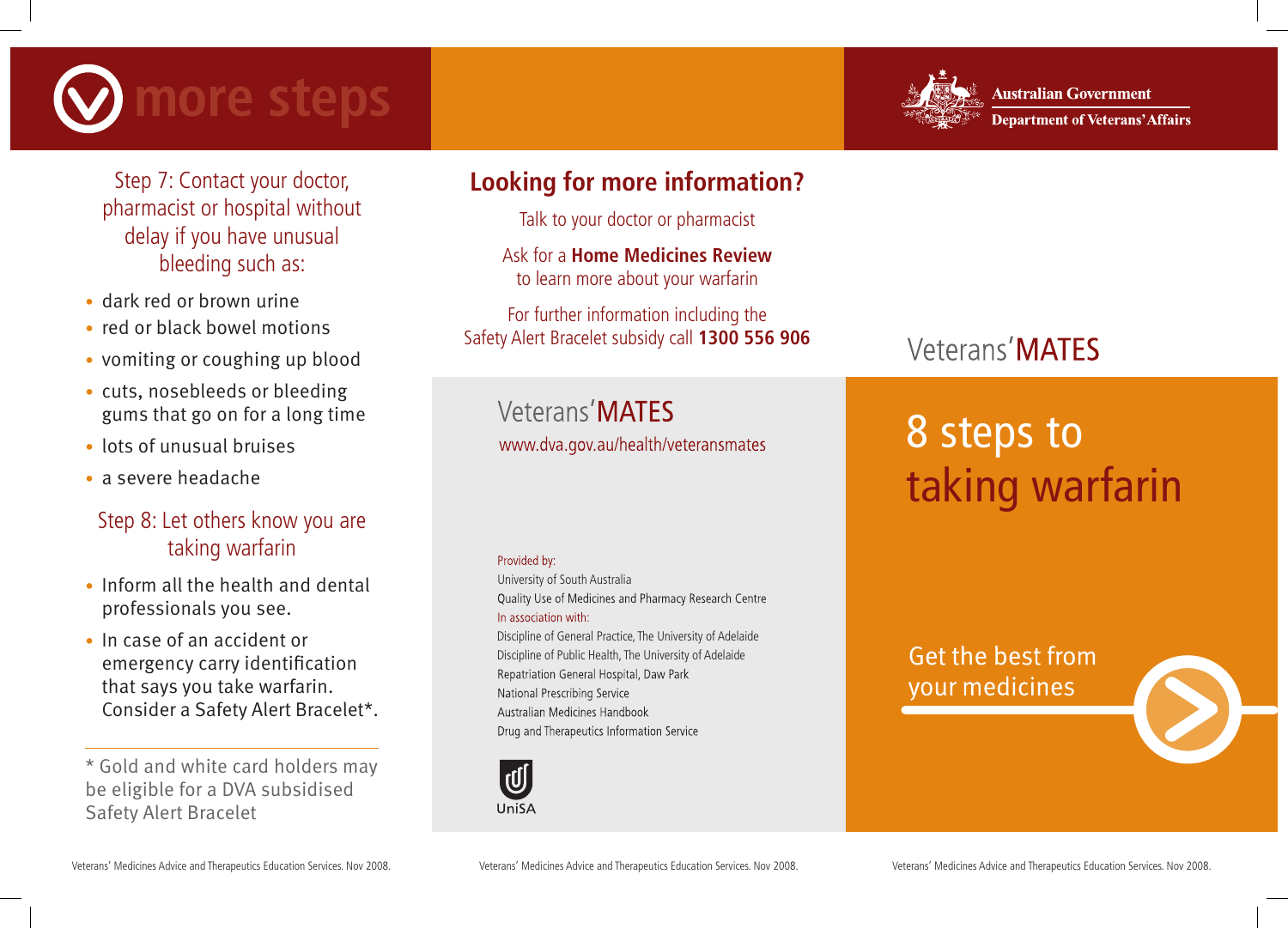# more steps

## Step 7: Contact your doctor, pharmacist or hospital without delay if you have unusual bleeding such as:

- dark red or brown urine
- red or black bowel motions
- vomiting or coughing up blood
- cuts, nosebleeds or bleeding gums that go on for a long time
- lots of unusual bruises
- a severe headache

## Step 8: Let others know you are taking warfarin

- Inform all the health and dental professionals you see.
- In case of an accident or emergency carry identification that says you take warfarin. Consider a Safety Alert Bracelet*.

* Gold and white card holders may be eligible for a DVA subsidised Safety Alert Bracelet

Veterans' Medicines Advice and Therapeutics Education Services. Nov 2008.

## Looking for more information?

Talk to your doctor or pharmacist

Ask for a **Home Medicines Review** to learn more about your warfarin

For further information including the Safety Alert Bracelet subsidy call **1300 556 906**

Veterans'**MATES**

www.dva.gov.au/health/veteransmates

Provided by:
University of South Australia
Quality Use of Medicines and Pharmacy Research Centre
In association with:
Discipline of General Practice, The University of Adelaide
Discipline of Public Health, The University of Adelaide
Repatriation General Hospital, Daw Park
National Prescribing Service
Australian Medicines Handbook
Drug and Therapeutics Information Service

UniSA

Veterans' Medicines Advice and Therapeutics Education Services. Nov 2008.

Australian Government
Department of Veterans' Affairs

Veterans'**MATES**

# 8 steps to taking warfarin

Get the best from your medicines

Veterans' Medicines Advice and Therapeutics Education Services. Nov 2008.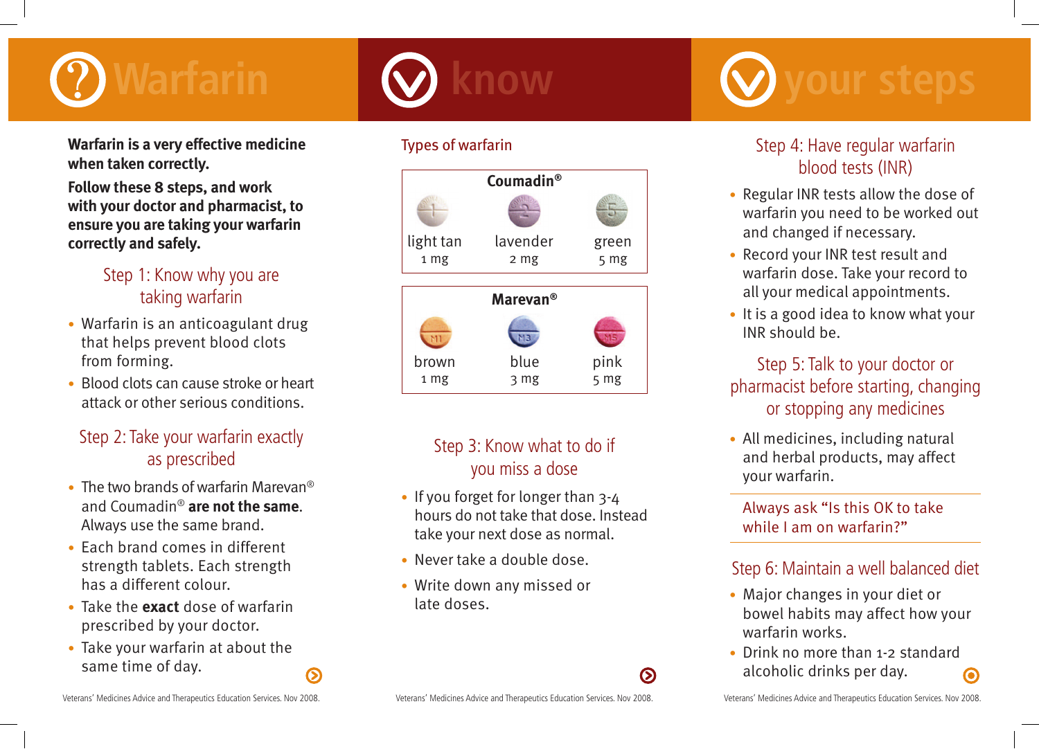# Warfarin know your steps

**Warfarin is a very effective medicine when taken correctly.**

**Follow these 8 steps, and work with your doctor and pharmacist, to ensure you are taking your warfarin correctly and safely.**

## Step 1: Know why you are taking warfarin

- Warfarin is an anticoagulant drug that helps prevent blood clots from forming.
- Blood clots can cause stroke or heart attack or other serious conditions.

## Step 2: Take your warfarin exactly as prescribed

- The two brands of warfarin Marevan® and Coumadin® **are not the same**. Always use the same brand.
- Each brand comes in different strength tablets. Each strength has a different colour.
- Take the **exact** dose of warfarin prescribed by your doctor.
- Take your warfarin at about the same time of day.

### Types of warfarin

| Coumadin® | | |
|---|---|---|
| light tan 1 mg | lavender 2 mg | green 5 mg |

| Marevan® | | |
|---|---|---|
| brown 1 mg | blue 3 mg | pink 5 mg |

## Step 3: Know what to do if you miss a dose

- If you forget for longer than 3-4 hours do not take that dose. Instead take your next dose as normal.
- Never take a double dose.
- Write down any missed or late doses.

## Step 4: Have regular warfarin blood tests (INR)

- Regular INR tests allow the dose of warfarin you need to be worked out and changed if necessary.
- Record your INR test result and warfarin dose. Take your record to all your medical appointments.
- It is a good idea to know what your INR should be.

## Step 5: Talk to your doctor or pharmacist before starting, changing or stopping any medicines

- All medicines, including natural and herbal products, may affect your warfarin.

Always ask "Is this OK to take while I am on warfarin?"

## Step 6: Maintain a well balanced diet

- Major changes in your diet or bowel habits may affect how your warfarin works.
- Drink no more than 1-2 standard alcoholic drinks per day.

Veterans' Medicines Advice and Therapeutics Education Services. Nov 2008.